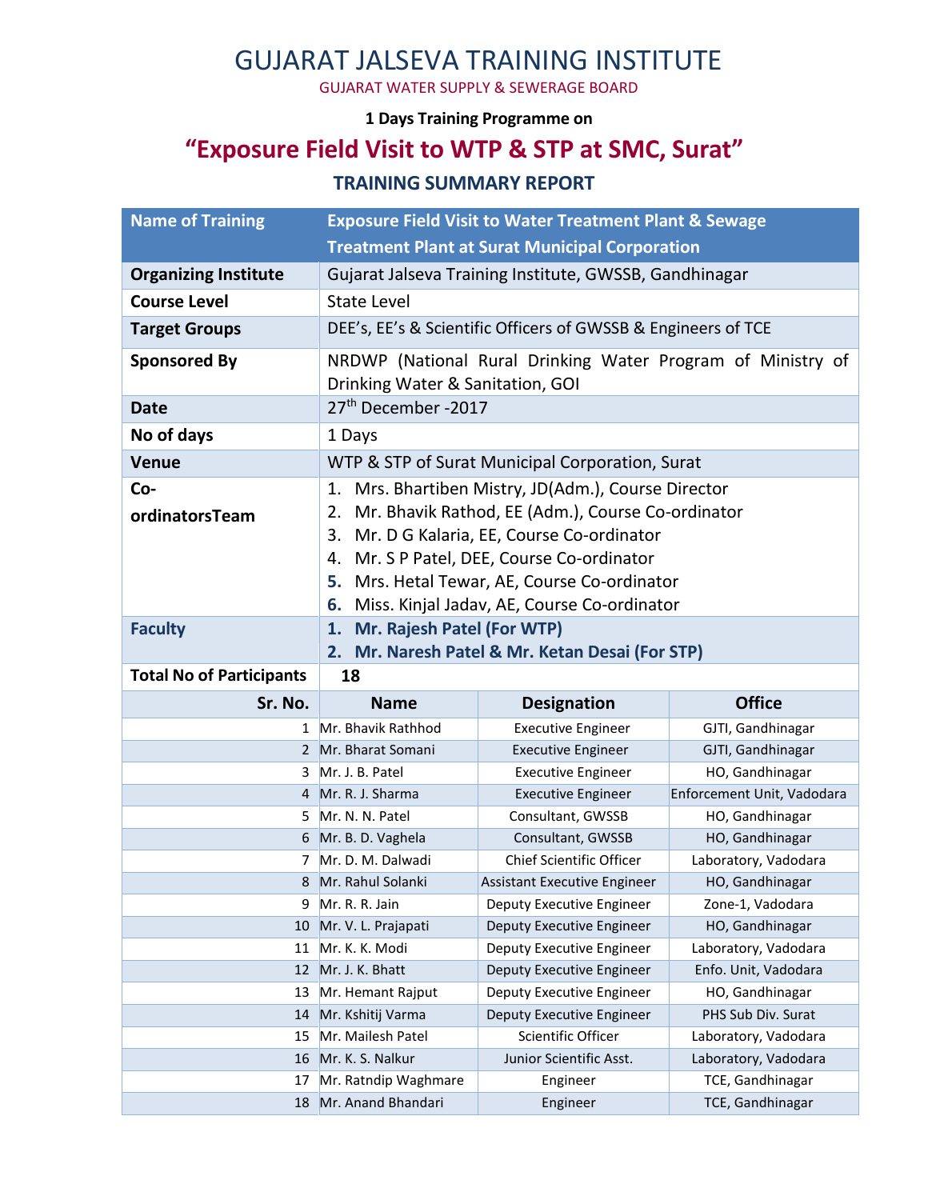# GUJARAT JALSEVA TRAINING INSTITUTE

GUJARAT WATER SUPPLY & SEWERAGE BOARD

**1 Days Training Programme on**

## "Exposure Field Visit to WTP & STP at SMC, Surat"

### TRAINING SUMMARY REPORT

| **Name of Training** | **Exposure Field Visit to Water Treatment Plant & Sewage Treatment Plant at Surat Municipal Corporation** | | |
|---|---|---|---|
| **Organizing Institute** | Gujarat Jalseva Training Institute, GWSSB, Gandhinagar | | |
| **Course Level** | State Level | | |
| **Target Groups** | DEE's, EE's & Scientific Officers of GWSSB & Engineers of TCE | | |
| **Sponsored By** | NRDWP (National Rural Drinking Water Program of Ministry of Drinking Water & Sanitation, GOI | | |
| **Date** | 27th December -2017 | | |
| **No of days** | 1 Days | | |
| **Venue** | WTP & STP of Surat Municipal Corporation, Surat | | |
| **Co-ordinatorsTeam** | 1. Mrs. Bhartiben Mistry, JD(Adm.), Course Director<br>2. Mr. Bhavik Rathod, EE (Adm.), Course Co-ordinator<br>3. Mr. D G Kalaria, EE, Course Co-ordinator<br>4. Mr. S P Patel, DEE, Course Co-ordinator<br>5. Mrs. Hetal Tewar, AE, Course Co-ordinator<br>6. Miss. Kinjal Jadav, AE, Course Co-ordinator | | |
| **Faculty** | **1. Mr. Rajesh Patel (For WTP)**<br>**2. Mr. Naresh Patel & Mr. Ketan Desai (For STP)** | | |
| **Total No of Participants** | **18** | | |
| **Sr. No.** | **Name** | **Designation** | **Office** |
| 1 | Mr. Bhavik Rathhod | Executive Engineer | GJTI, Gandhinagar |
| 2 | Mr. Bharat Somani | Executive Engineer | GJTI, Gandhinagar |
| 3 | Mr. J. B. Patel | Executive Engineer | HO, Gandhinagar |
| 4 | Mr. R. J. Sharma | Executive Engineer | Enforcement Unit, Vadodara |
| 5 | Mr. N. N. Patel | Consultant, GWSSB | HO, Gandhinagar |
| 6 | Mr. B. D. Vaghela | Consultant, GWSSB | HO, Gandhinagar |
| 7 | Mr. D. M. Dalwadi | Chief Scientific Officer | Laboratory, Vadodara |
| 8 | Mr. Rahul Solanki | Assistant Executive Engineer | HO, Gandhinagar |
| 9 | Mr. R. R. Jain | Deputy Executive Engineer | Zone-1, Vadodara |
| 10 | Mr. V. L. Prajapati | Deputy Executive Engineer | HO, Gandhinagar |
| 11 | Mr. K. K. Modi | Deputy Executive Engineer | Laboratory, Vadodara |
| 12 | Mr. J. K. Bhatt | Deputy Executive Engineer | Enfo. Unit, Vadodara |
| 13 | Mr. Hemant Rajput | Deputy Executive Engineer | HO, Gandhinagar |
| 14 | Mr. Kshitij Varma | Deputy Executive Engineer | PHS Sub Div. Surat |
| 15 | Mr. Mailesh Patel | Scientific Officer | Laboratory, Vadodara |
| 16 | Mr. K. S. Nalkur | Junior Scientific Asst. | Laboratory, Vadodara |
| 17 | Mr. Ratndip Waghmare | Engineer | TCE, Gandhinagar |
| 18 | Mr. Anand Bhandari | Engineer | TCE, Gandhinagar |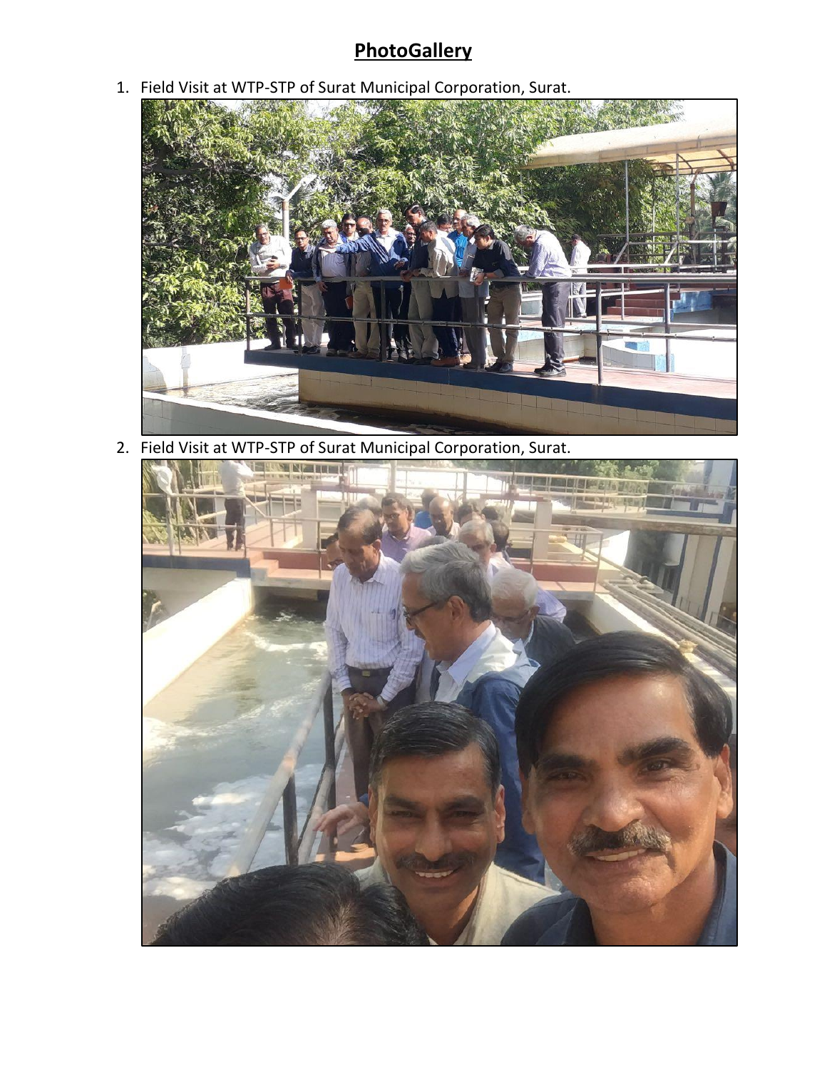## PhotoGallery

1. Field Visit at WTP-STP of Surat Municipal Corporation, Surat.

2. Field Visit at WTP-STP of Surat Municipal Corporation, Surat.